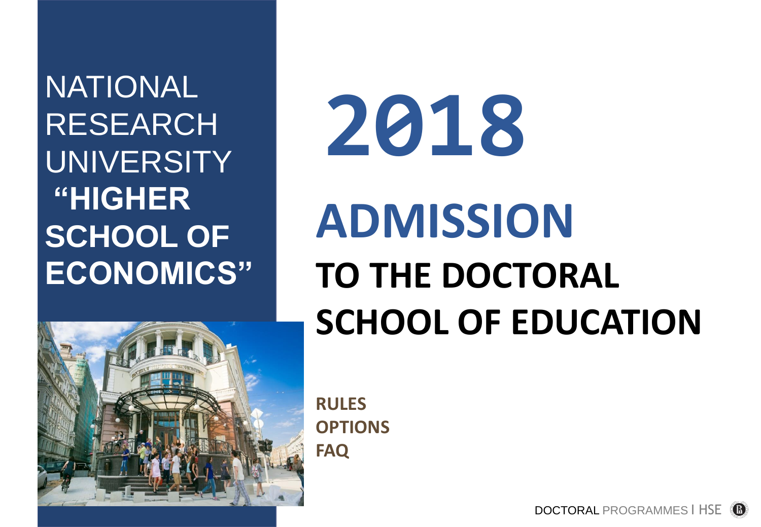NATIONAL RESEARCH UNIVERSITY **“HIGHER SCHOOL OF ECONOMICS”**

# 2018

# ADMISSION

## TO THE DOCTORAL SCHOOL OF EDUCATION

**RULES**
**OPTIONS**
**FAQ**

DOCTORAL PROGRAMMES | HSE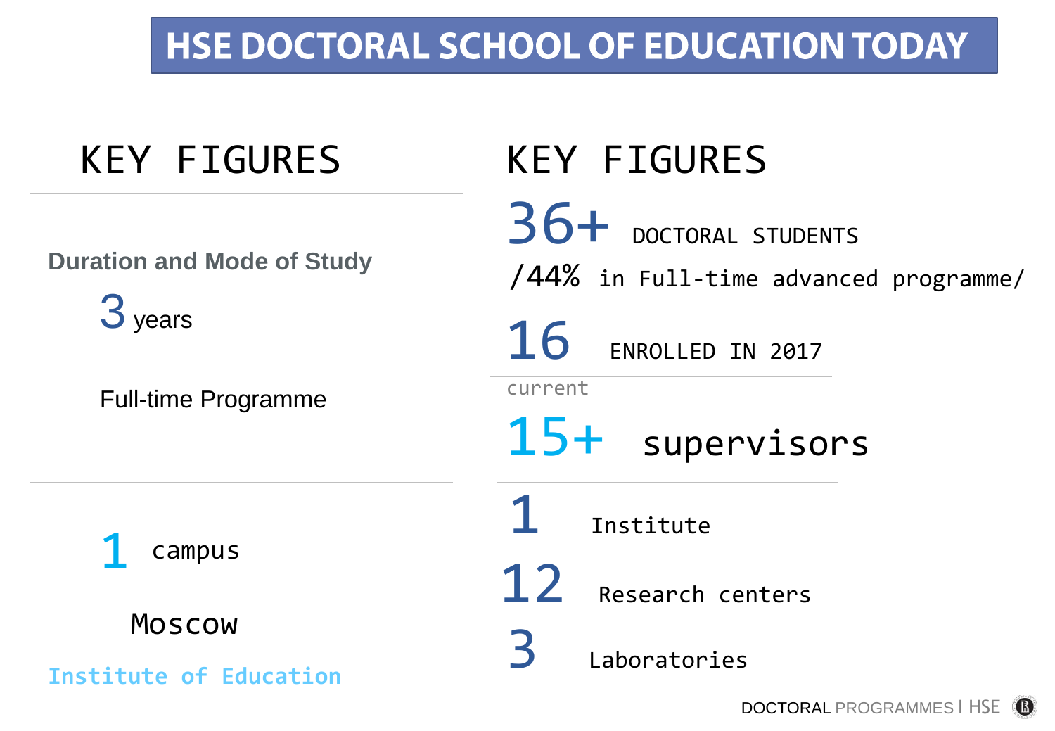# HSE DOCTORAL SCHOOL OF EDUCATION TODAY

## KEY FIGURES

**Duration and Mode of Study**

3 years

Full-time Programme

1 campus

Moscow

Institute of Education

## KEY FIGURES

36+ DOCTORAL STUDENTS

/44% in Full-time advanced programme/

16 ENROLLED IN 2017

current

15+ supervisors

1 Institute

12 Research centers

3 Laboratories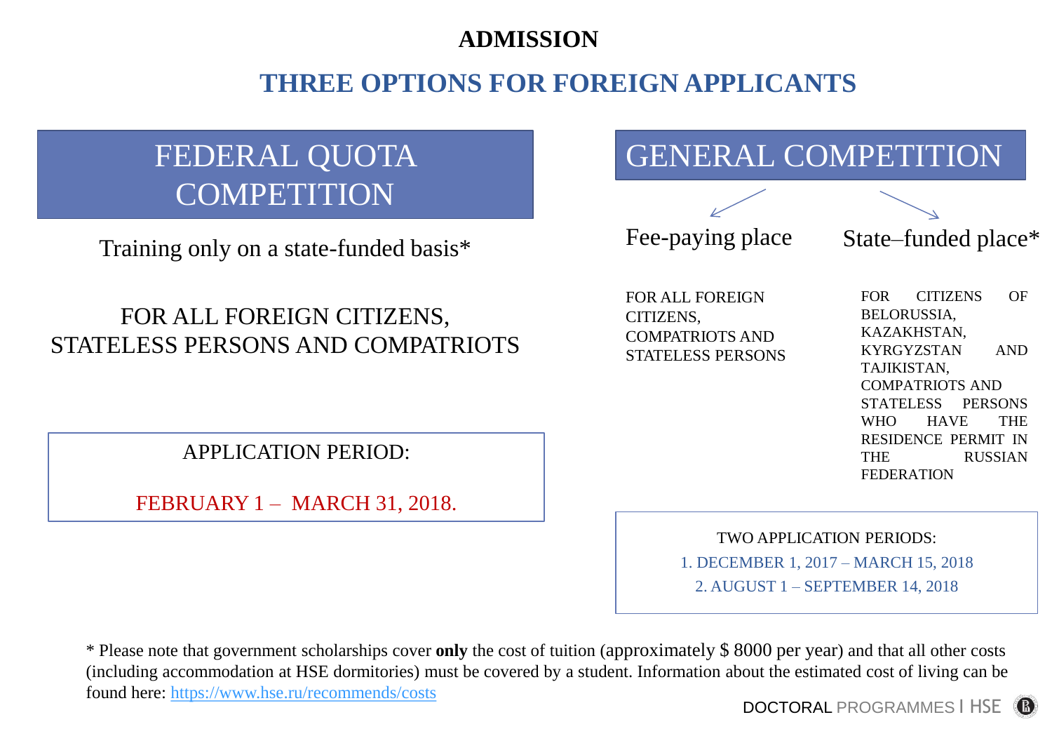# ADMISSION

## THREE OPTIONS FOR FOREIGN APPLICANTS

### FEDERAL QUOTA COMPETITION

Training only on a state-funded basis*

FOR ALL FOREIGN CITIZENS, STATELESS PERSONS AND COMPATRIOTS

APPLICATION PERIOD:

FEBRUARY 1 – MARCH 31, 2018.

### GENERAL COMPETITION

**Fee-paying place**

FOR ALL FOREIGN CITIZENS, COMPATRIOTS AND STATELESS PERSONS

**State–funded place***

FOR CITIZENS OF BELORUSSIA, KAZAKHSTAN, KYRGYZSTAN AND TAJIKISTAN, COMPATRIOTS AND STATELESS PERSONS WHO HAVE THE RESIDENCE PERMIT IN THE RUSSIAN FEDERATION

TWO APPLICATION PERIODS:

1. DECEMBER 1, 2017 – MARCH 15, 2018
2. AUGUST 1 – SEPTEMBER 14, 2018

* Please note that government scholarships cover **only** the cost of tuition (approximately $ 8000 per year) and that all other costs (including accommodation at HSE dormitories) must be covered by a student. Information about the estimated cost of living can be found here: https://www.hse.ru/recommends/costs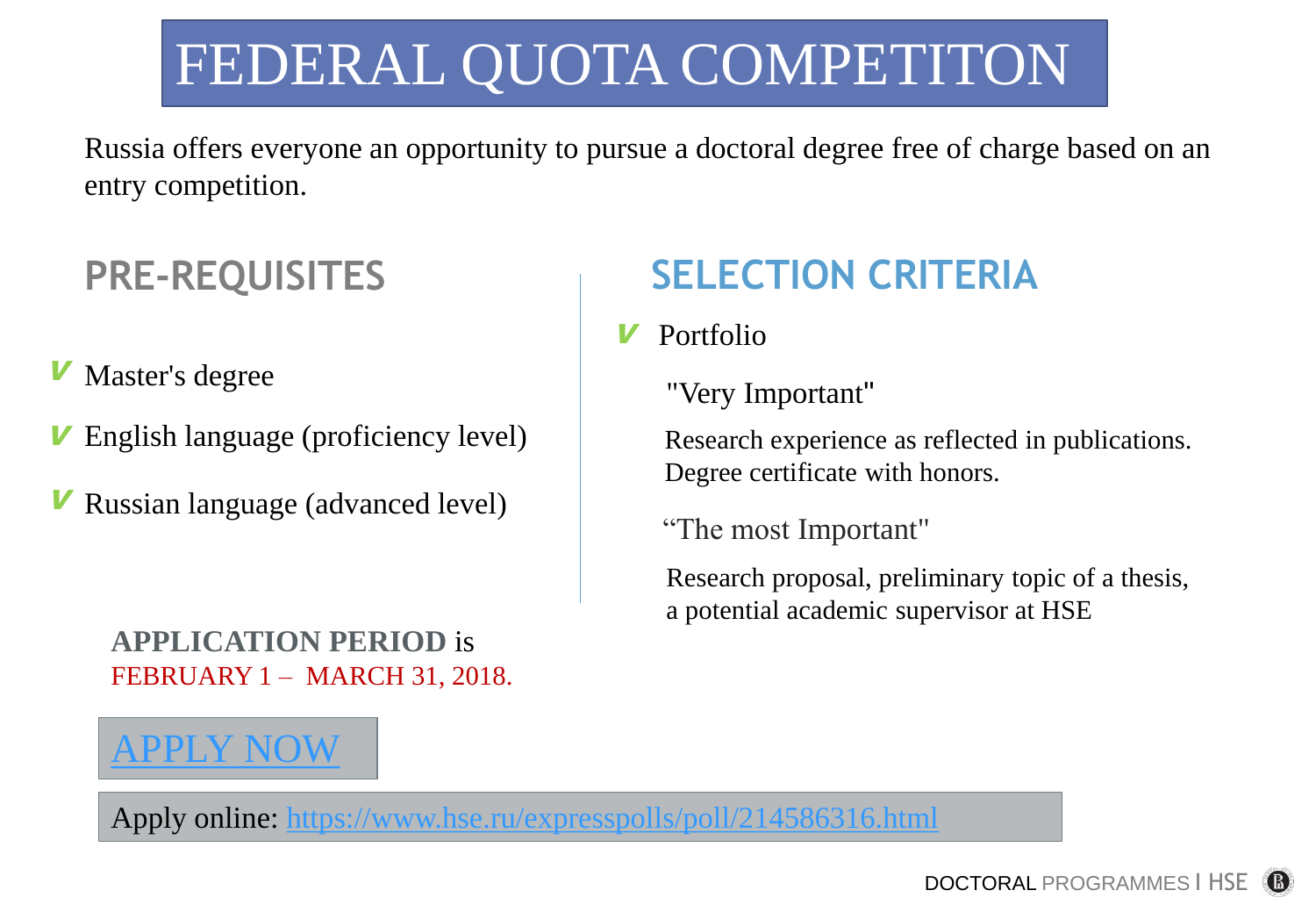# FEDERAL QUOTA COMPETITON

Russia offers everyone an opportunity to pursue a doctoral degree free of charge based on an entry competition.

## PRE-REQUISITES

- Master's degree
- English language (proficiency level)
- Russian language (advanced level)

## SELECTION CRITERIA

- Portfolio

"Very Important"

Research experience as reflected in publications.
Degree certificate with honors.

“The most Important"

Research proposal, preliminary topic of a thesis, a potential academic supervisor at HSE

**APPLICATION PERIOD** is
FEBRUARY 1 – MARCH 31, 2018.

[APPLY NOW](https://www.hse.ru/expresspolls/poll/214586316.html)

Apply online: https://www.hse.ru/expresspolls/poll/214586316.html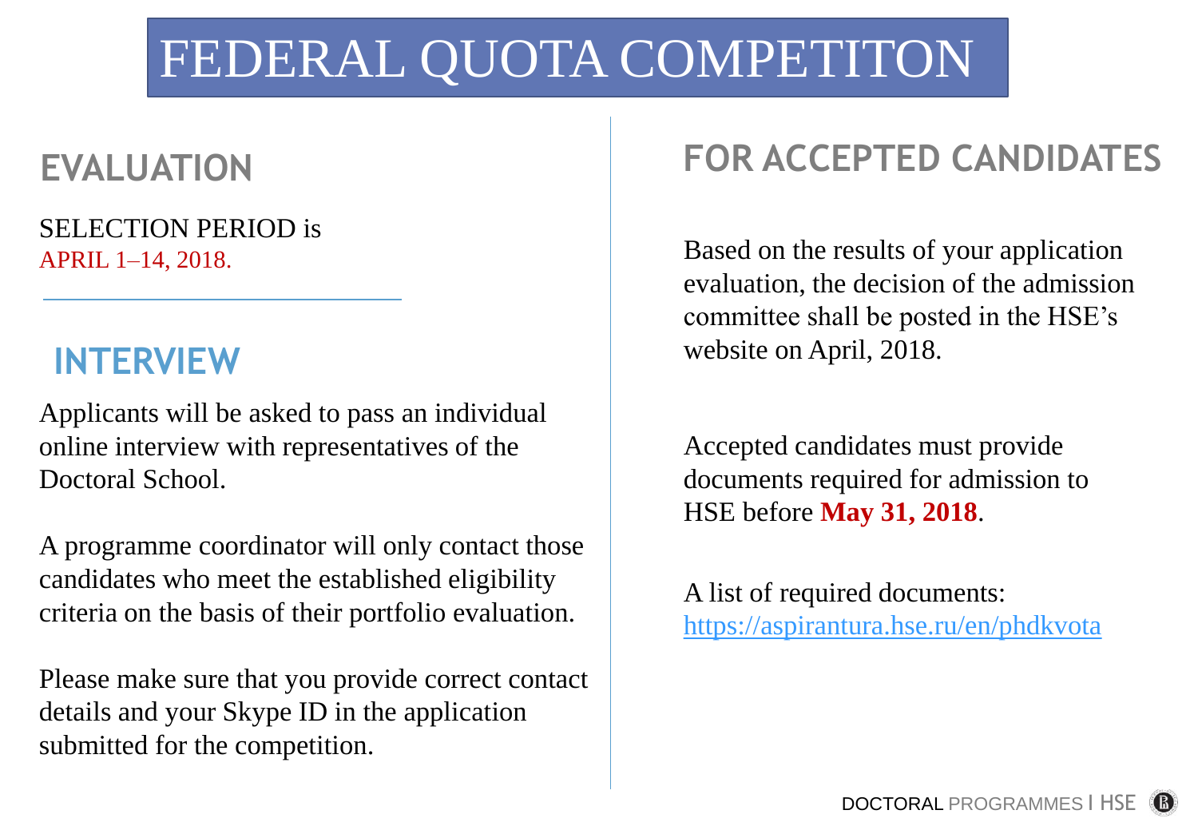# FEDERAL QUOTA COMPETITON

## EVALUATION

SELECTION PERIOD is
APRIL 1–14, 2018.

## INTERVIEW

Applicants will be asked to pass an individual online interview with representatives of the Doctoral School.

A programme coordinator will only contact those candidates who meet the established eligibility criteria on the basis of their portfolio evaluation.

Please make sure that you provide correct contact details and your Skype ID in the application submitted for the competition.

## FOR ACCEPTED CANDIDATES

Based on the results of your application evaluation, the decision of the admission committee shall be posted in the HSE's website on April, 2018.

Accepted candidates must provide documents required for admission to HSE before **May 31, 2018**.

A list of required documents: https://aspirantura.hse.ru/en/phdkvota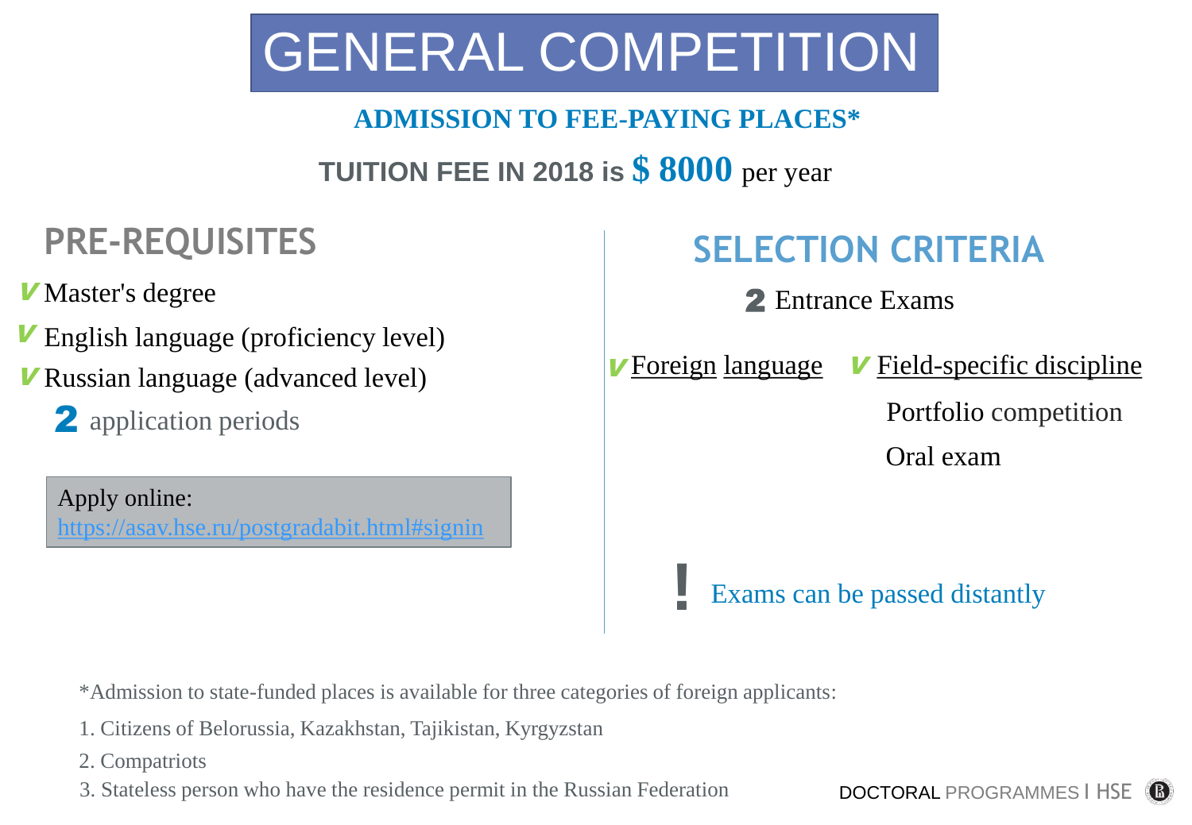# GENERAL COMPETITION

**ADMISSION TO FEE-PAYING PLACES***

**TUITION FEE IN 2018 is $ 8000** per year

## PRE-REQUISITES

- ✓ Master's degree
- ✓ English language (proficiency level)
- ✓ Russian language (advanced level)

**2** application periods

Apply online:
https://asav.hse.ru/postgradabit.html#signin

## SELECTION CRITERIA

**2** Entrance Exams

- ✓ Foreign language
- ✓ Field-specific discipline
  - Portfolio competition
  - Oral exam

**!** Exams can be passed distantly

*Admission to state-funded places is available for three categories of foreign applicants:

1. Citizens of Belorussia, Kazakhstan, Tajikistan, Kyrgyzstan
2. Compatriots
3. Stateless person who have the residence permit in the Russian Federation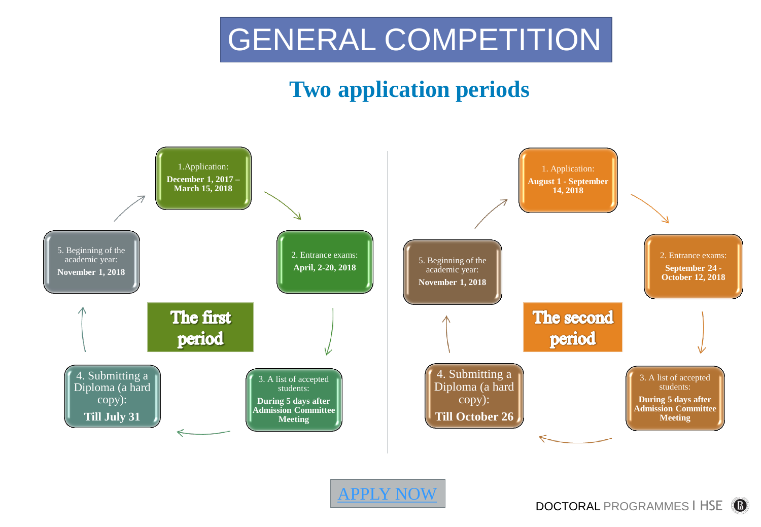# GENERAL COMPETITION

## Two application periods

### The first period

1. Application: **December 1, 2017 – March 15, 2018**
2. Entrance exams: **April, 2-20, 2018**
3. A list of accepted students: **During 5 days after Admission Committee Meeting**
4. Submitting a Diploma (a hard copy): **Till July 31**
5. Beginning of the academic year: **November 1, 2018**

### The second period

1. Application: **August 1 - September 14, 2018**
2. Entrance exams: **September 24 - October 12, 2018**
3. A list of accepted students: **During 5 days after Admission Committee Meeting**
4. Submitting a Diploma (a hard copy): **Till October 26**
5. Beginning of the academic year: **November 1, 2018**

APPLY NOW

DOCTORAL PROGRAMMES | HSE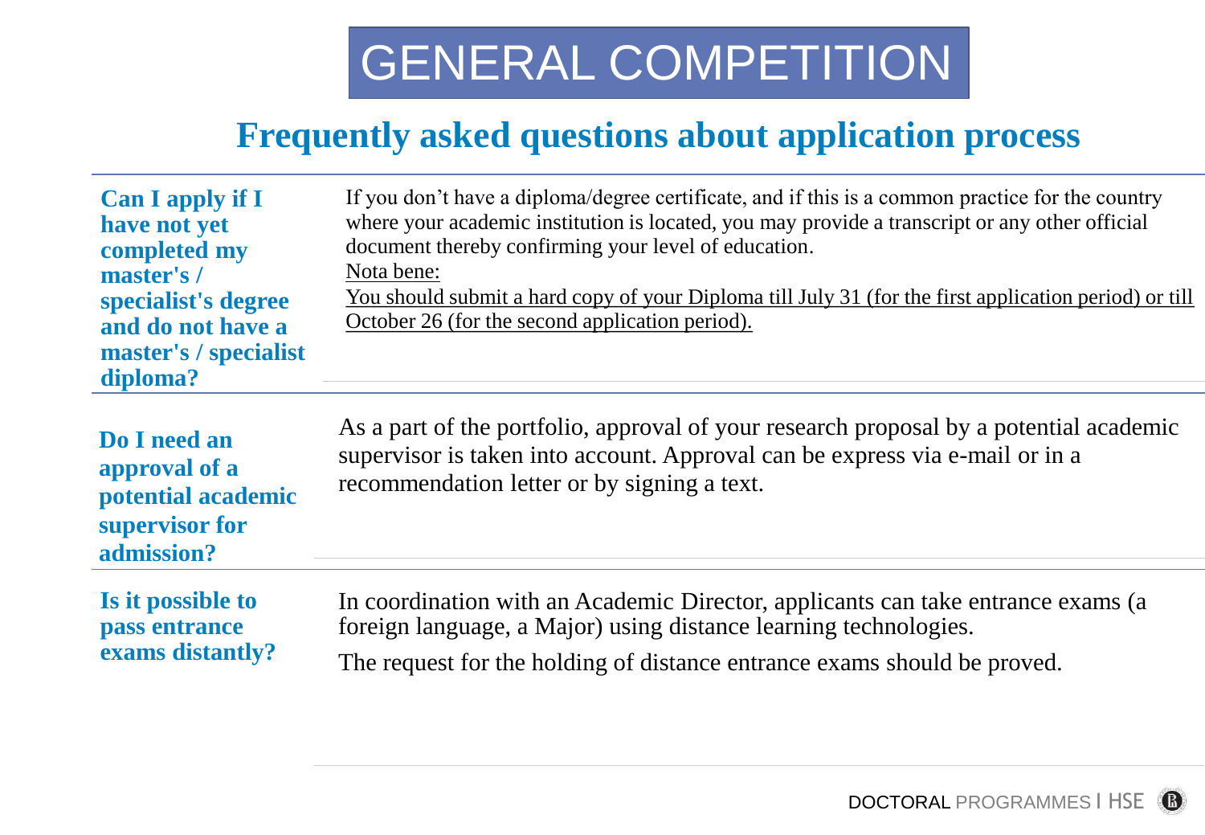# GENERAL COMPETITION

## Frequently asked questions about application process

| | |
|---|---|
| **Can I apply if I have not yet completed my master's / specialist's degree and do not have a master's / specialist diploma?** | If you don't have a diploma/degree certificate, and if this is a common practice for the country where your academic institution is located, you may provide a transcript or any other official document thereby confirming your level of education.<br>Nota bene:<br>You should submit a hard copy of your Diploma till July 31 (for the first application period) or till October 26 (for the second application period). |
| **Do I need an approval of a potential academic supervisor for admission?** | As a part of the portfolio, approval of your research proposal by a potential academic supervisor is taken into account. Approval can be express via e-mail or in a recommendation letter or by signing a text. |
| **Is it possible to pass entrance exams distantly?** | In coordination with an Academic Director, applicants can take entrance exams (a foreign language, a Major) using distance learning technologies.<br>The request for the holding of distance entrance exams should be proved. |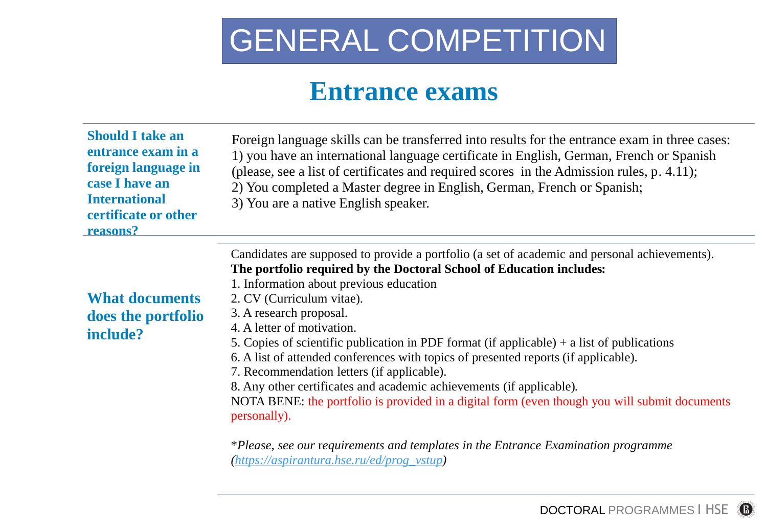# GENERAL COMPETITION

## Entrance exams

| Question | Answer |
|---|---|
| **Should I take an entrance exam in a foreign language in case I have an International certificate or other reasons?** | Foreign language skills can be transferred into results for the entrance exam in three cases:<br>1) you have an international language certificate in English, German, French or Spanish (please, see a list of certificates and required scores in the Admission rules, p. 4.11);<br>2) You completed a Master degree in English, German, French or Spanish;<br>3) You are a native English speaker. |
| **What documents does the portfolio include?** | Candidates are supposed to provide a portfolio (a set of academic and personal achievements).<br>**The portfolio required by the Doctoral School of Education includes:**<br>1. Information about previous education<br>2. CV (Curriculum vitae).<br>3. A research proposal.<br>4. A letter of motivation.<br>5. Copies of scientific publication in PDF format (if applicable) + a list of publications<br>6. A list of attended conferences with topics of presented reports (if applicable).<br>7. Recommendation letters (if applicable).<br>8. Any other certificates and academic achievements (if applicable).<br>NOTA BENE: the portfolio is provided in a digital form (even though you will submit documents personally).<br><br>**Please, see our requirements and templates in the Entrance Examination programme (https://aspirantura.hse.ru/ed/prog_vstup)* |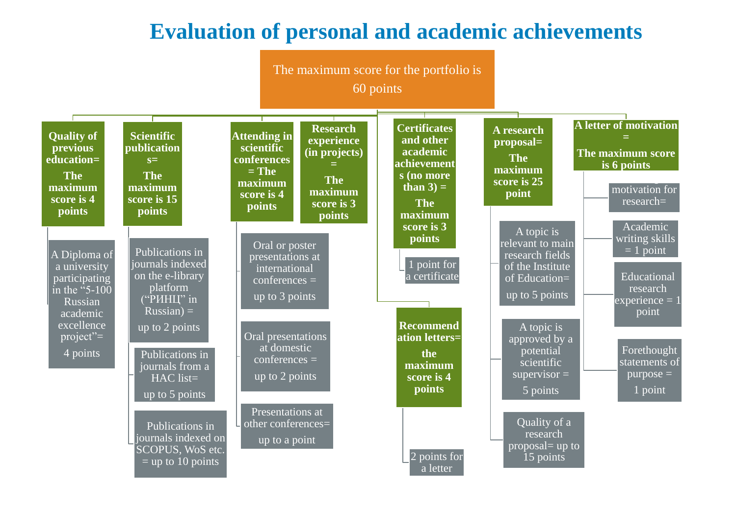# Evaluation of personal and academic achievements

**The maximum score for the portfolio is 60 points**

- **Quality of previous education= The maximum score is 4 points**
  - A Diploma of a university participating in the "5-100 Russian academic excellence project"= 4 points
- **Scientific publications= The maximum score is 15 points**
  - Publications in journals indexed on the e-library platform ("РИНЦ" in Russian) = up to 2 points
  - Publications in journals from a HAC list= up to 5 points
  - Publications in journals indexed on SCOPUS, WoS etc. = up to 10 points
- **Attending in scientific conferences = The maximum score is 4 points**
  - Oral or poster presentations at international conferences = up to 3 points
  - Oral presentations at domestic conferences = up to 2 points
  - Presentations at other conferences= up to a point
- **Research experience (in projects) = The maximum score is 3 points**
- **Certificates and other academic achievements (no more than 3) = The maximum score is 3 points**
  - 1 point for a certificate
- **Recommendation letters= the maximum score is 4 points**
  - 2 points for a letter
- **A research proposal= The maximum score is 25 point**
  - A topic is relevant to main research fields of the Institute of Education= up to 5 points
  - A topic is approved by a potential scientific supervisor = 5 points
  - Quality of a research proposal= up to 15 points
- **A letter of motivation = The maximum score is 6 points**
  - motivation for research=
  - Academic writing skills = 1 point
  - Educational research experience = 1 point
  - Forethought statements of purpose = 1 point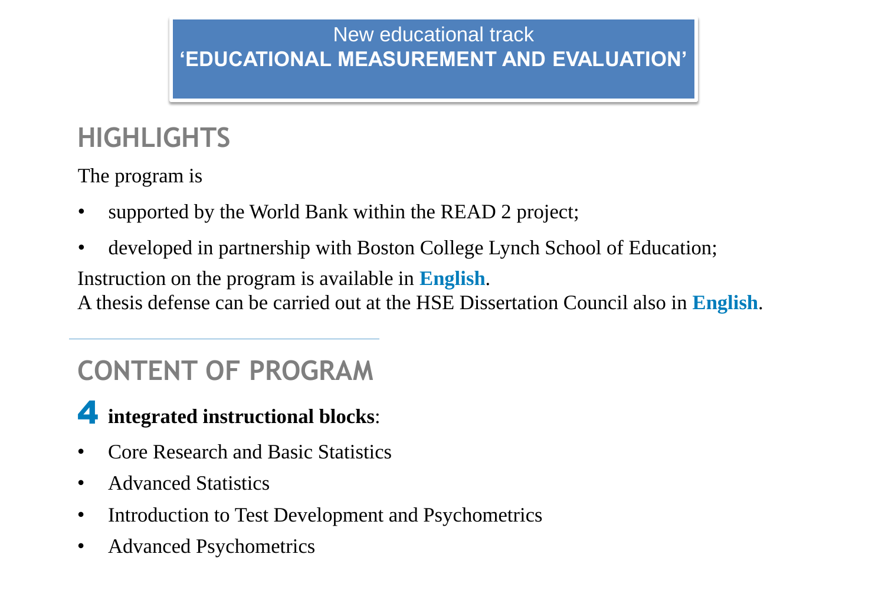New educational track
**‘EDUCATIONAL MEASUREMENT AND EVALUATION’**

## HIGHLIGHTS

The program is

- supported by the World Bank within the READ 2 project;
- developed in partnership with Boston College Lynch School of Education;

Instruction on the program is available in **English**.
A thesis defense can be carried out at the HSE Dissertation Council also in **English**.

## CONTENT OF PROGRAM

**4 integrated instructional blocks**:

- Core Research and Basic Statistics
- Advanced Statistics
- Introduction to Test Development and Psychometrics
- Advanced Psychometrics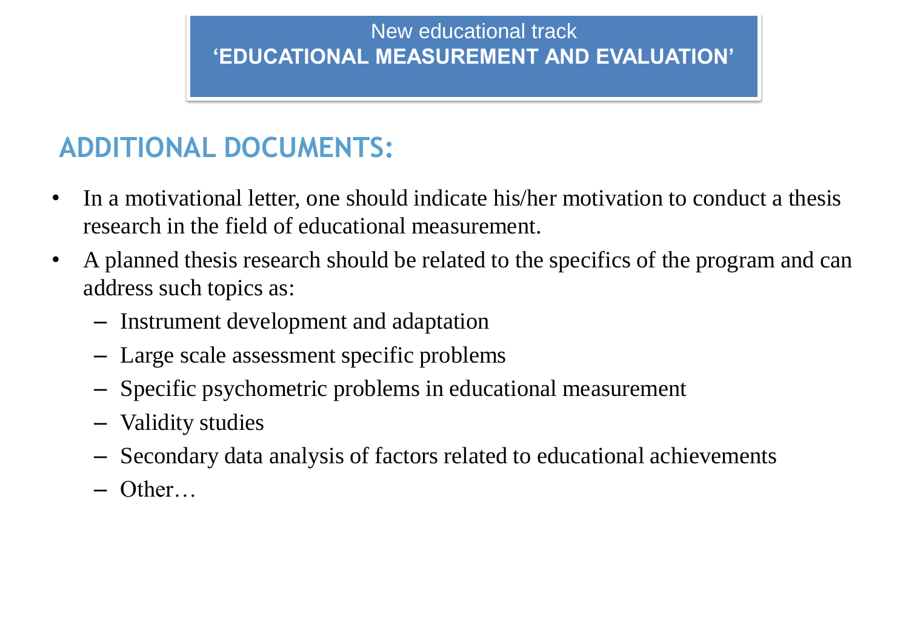New educational track
**‘EDUCATIONAL MEASUREMENT AND EVALUATION’**

## ADDITIONAL DOCUMENTS:

- In a motivational letter, one should indicate his/her motivation to conduct a thesis research in the field of educational measurement.
- A planned thesis research should be related to the specifics of the program and can address such topics as:
  - Instrument development and adaptation
  - Large scale assessment specific problems
  - Specific psychometric problems in educational measurement
  - Validity studies
  - Secondary data analysis of factors related to educational achievements
  - Other…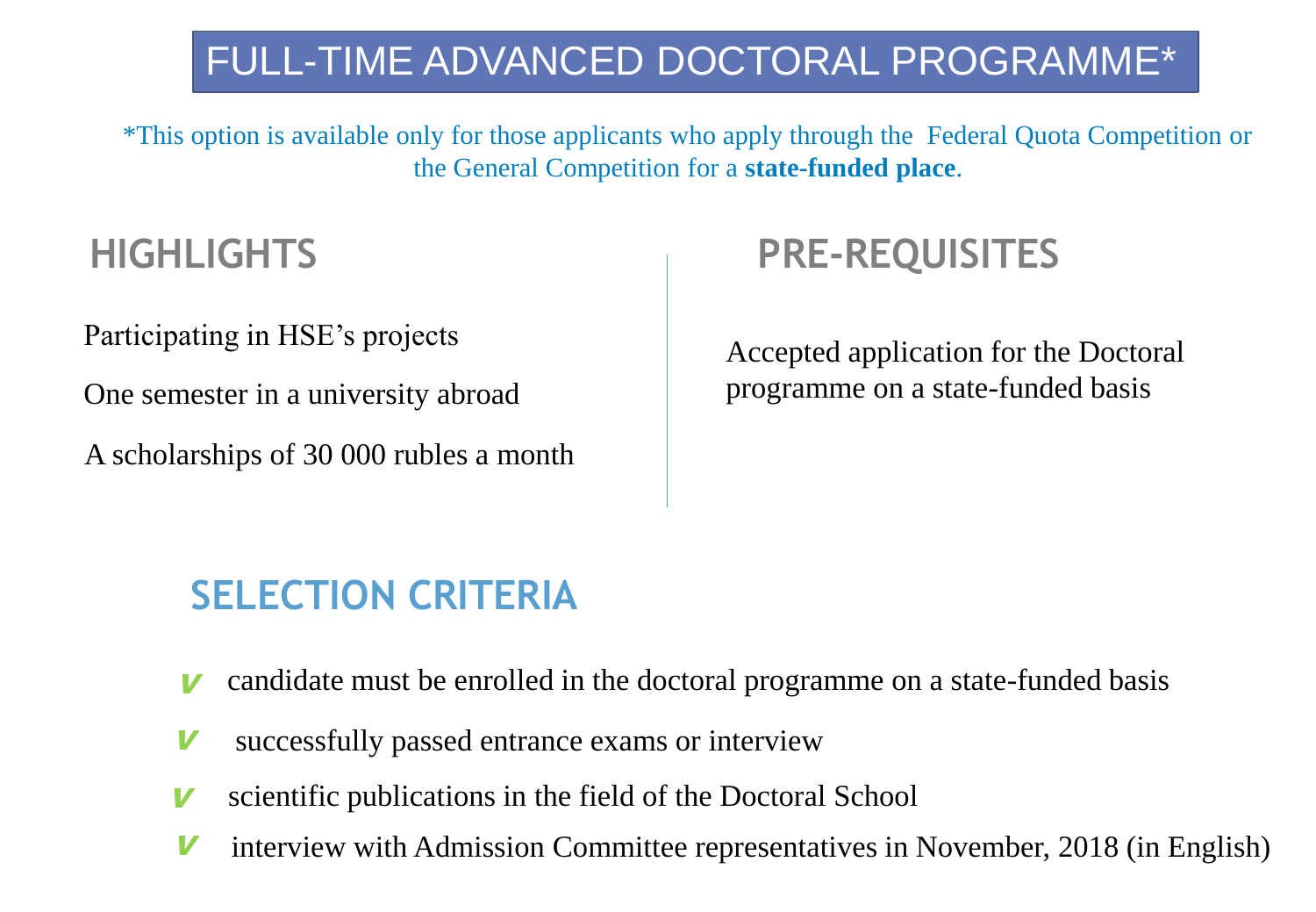# FULL-TIME ADVANCED DOCTORAL PROGRAMME*

*This option is available only for those applicants who apply through the Federal Quota Competition or the General Competition for a **state-funded place**.

## HIGHLIGHTS

Participating in HSE's projects

One semester in a university abroad

A scholarships of 30 000 rubles a month

## PRE-REQUISITES

Accepted application for the Doctoral programme on a state-funded basis

## SELECTION CRITERIA

- candidate must be enrolled in the doctoral programme on a state-funded basis
- successfully passed entrance exams or interview
- scientific publications in the field of the Doctoral School
- interview with Admission Committee representatives in November, 2018 (in English)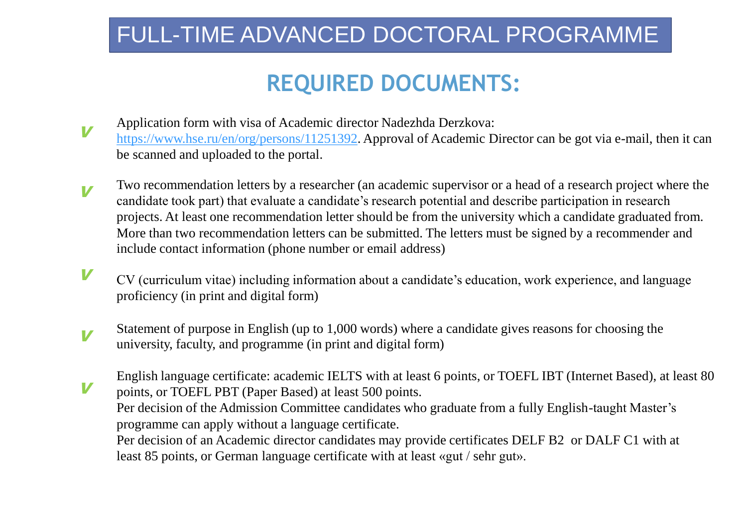# FULL-TIME ADVANCED DOCTORAL PROGRAMME

## REQUIRED DOCUMENTS:

- Application form with visa of Academic director Nadezhda Derzkova: https://www.hse.ru/en/org/persons/11251392. Approval of Academic Director can be got via e-mail, then it can be scanned and uploaded to the portal.

- Two recommendation letters by a researcher (an academic supervisor or a head of a research project where the candidate took part) that evaluate a candidate's research potential and describe participation in research projects. At least one recommendation letter should be from the university which a candidate graduated from. More than two recommendation letters can be submitted. The letters must be signed by a recommender and include contact information (phone number or email address)

- CV (curriculum vitae) including information about a candidate's education, work experience, and language proficiency (in print and digital form)

- Statement of purpose in English (up to 1,000 words) where a candidate gives reasons for choosing the university, faculty, and programme (in print and digital form)

- English language certificate: academic IELTS with at least 6 points, or TOEFL IBT (Internet Based), at least 80 points, or TOEFL PBT (Paper Based) at least 500 points.
  Per decision of the Admission Committee candidates who graduate from a fully English-taught Master's programme can apply without a language certificate.
  Per decision of an Academic director candidates may provide certificates DELF B2 or DALF C1 with at least 85 points, or German language certificate with at least «gut / sehr gut».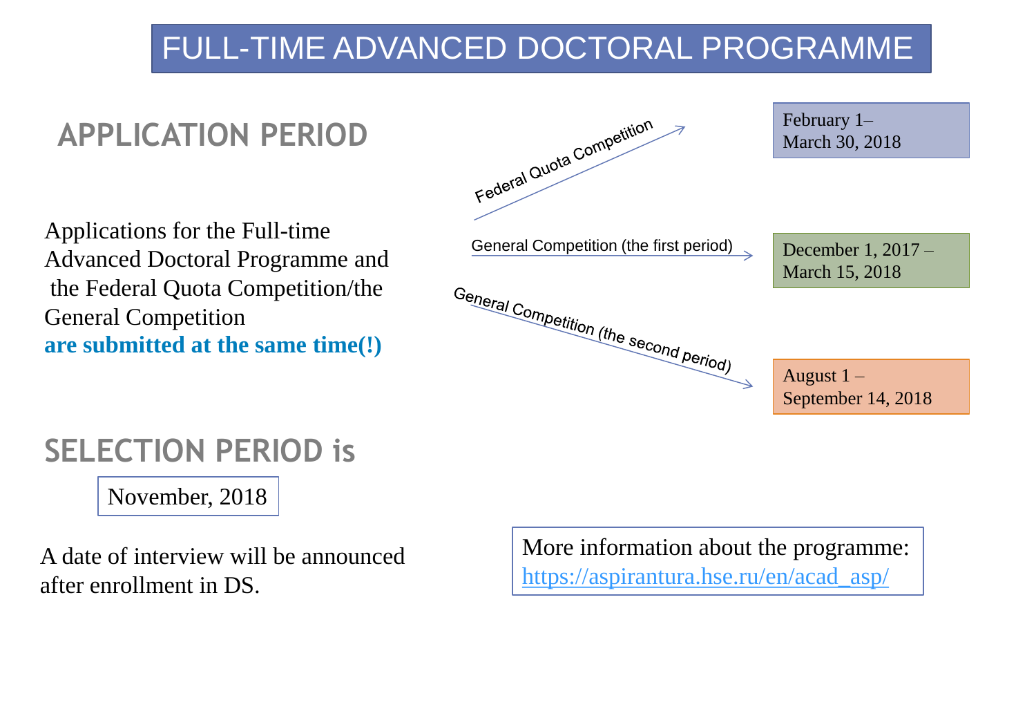# FULL-TIME ADVANCED DOCTORAL PROGRAMME

## APPLICATION PERIOD

Applications for the Full-time Advanced Doctoral Programme and the Federal Quota Competition/the General Competition **are submitted at the same time(!)**

- Federal Quota Competition → February 1– March 30, 2018
- General Competition (the first period) → December 1, 2017 – March 15, 2018
- General Competition (the second period) → August 1 – September 14, 2018

## SELECTION PERIOD is

November, 2018

A date of interview will be announced after enrollment in DS.

More information about the programme: https://aspirantura.hse.ru/en/acad_asp/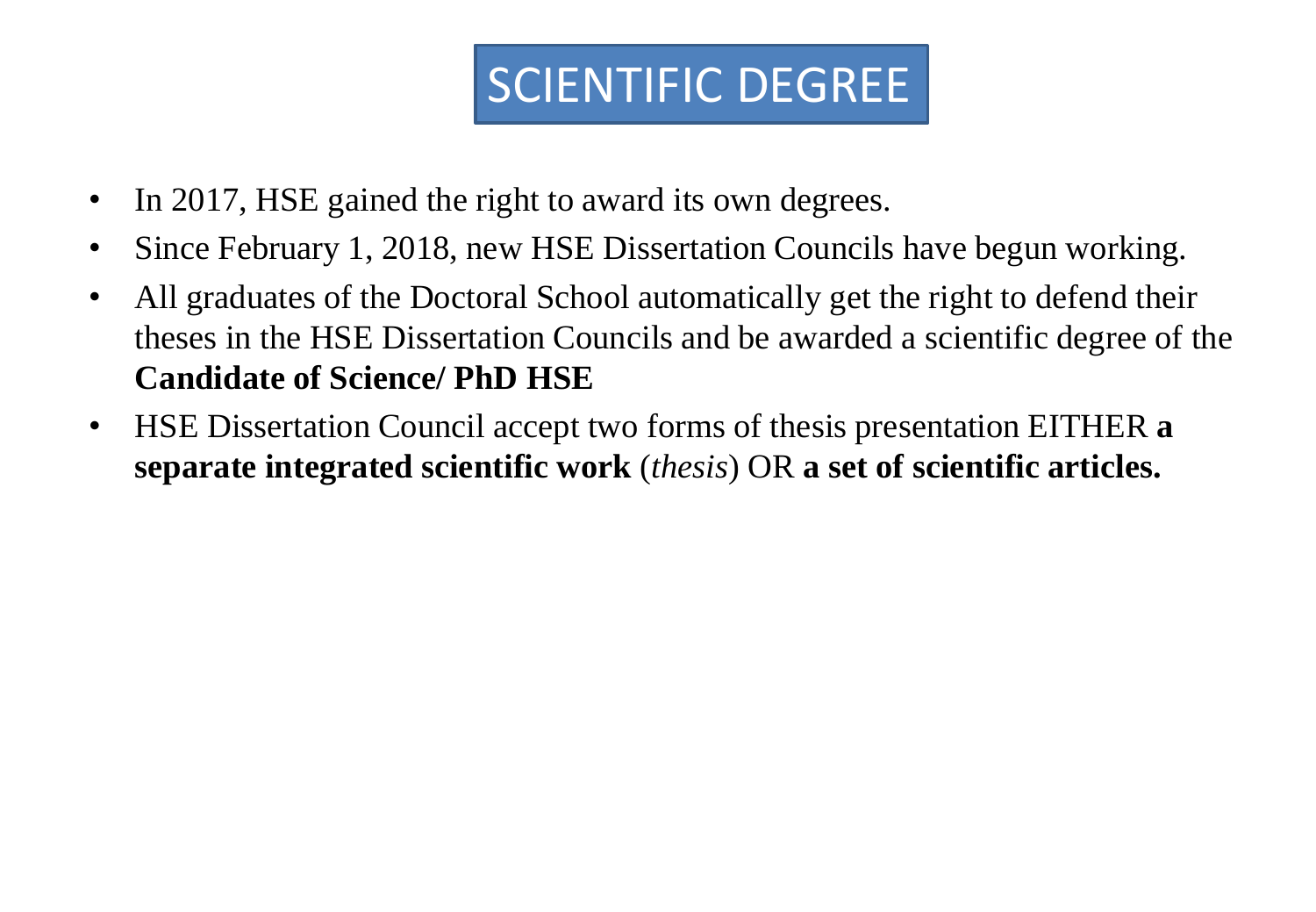# SCIENTIFIC DEGREE

- In 2017, HSE gained the right to award its own degrees.
- Since February 1, 2018, new HSE Dissertation Councils have begun working.
- All graduates of the Doctoral School automatically get the right to defend their theses in the HSE Dissertation Councils and be awarded a scientific degree of the **Candidate of Science/ PhD HSE**
- HSE Dissertation Council accept two forms of thesis presentation EITHER **a separate integrated scientific work** (*thesis*) OR **a set of scientific articles.**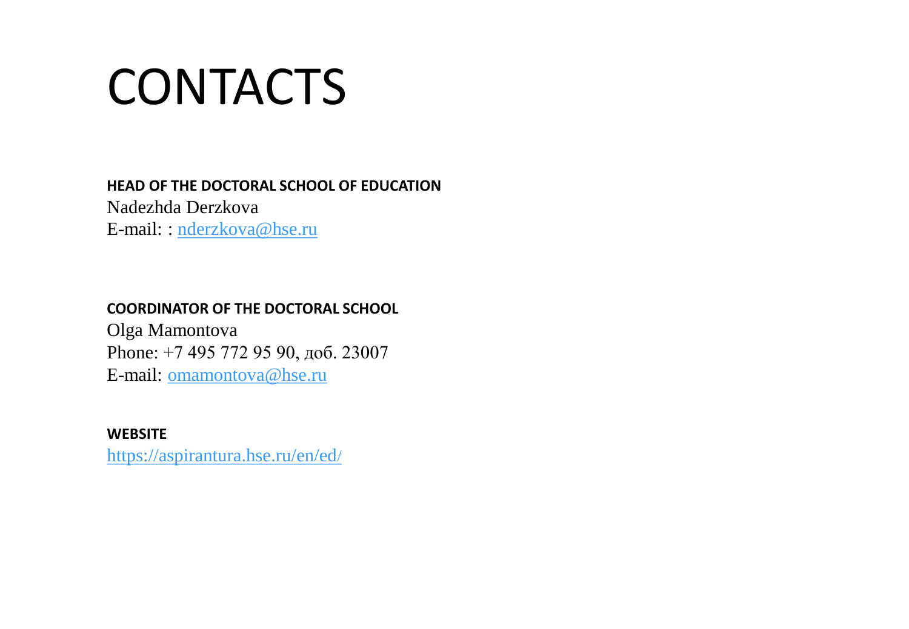# CONTACTS

**HEAD OF THE DOCTORAL SCHOOL OF EDUCATION**
Nadezhda Derzkova
E-mail: : nderzkova@hse.ru

**COORDINATOR OF THE DOCTORAL SCHOOL**
Olga Mamontova
Phone: +7 495 772 95 90, доб. 23007
E-mail: omamontova@hse.ru

**WEBSITE**
https://aspirantura.hse.ru/en/ed/